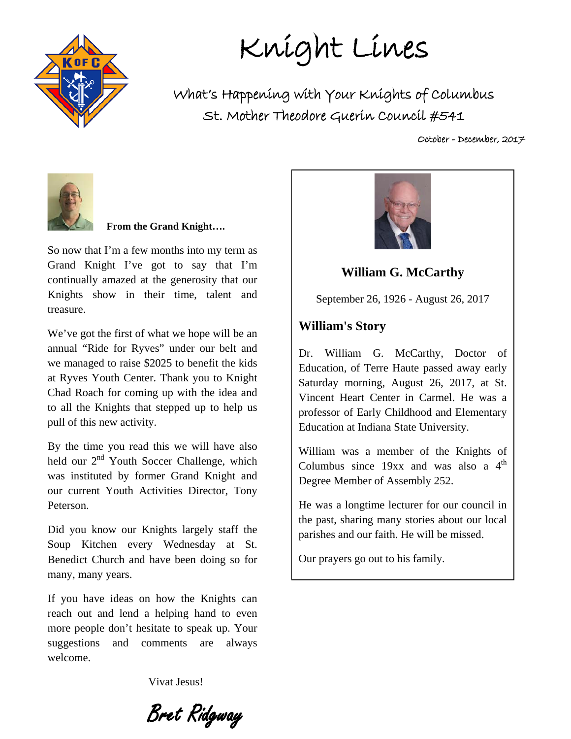# Knight Lines

## What's Happening with Your Knights of Columbus

## St. Mother Theodore Guerin Council #541

October - December, 2017

**From the Grand Knight….**

So now that I'm a few months into my term as Grand Knight I've got to say that I'm continually amazed at the generosity that our Knights show in their time, talent and treasure.

We've got the first of what we hope will be an annual "Ride for Ryves" under our belt and we managed to raise $2025 to benefit the kids at Ryves Youth Center. Thank you to Knight Chad Roach for coming up with the idea and to all the Knights that stepped up to help us pull of this new activity.

By the time you read this we will have also held our 2nd Youth Soccer Challenge, which was instituted by former Grand Knight and our current Youth Activities Director, Tony Peterson.

Did you know our Knights largely staff the Soup Kitchen every Wednesday at St. Benedict Church and have been doing so for many, many years.

If you have ideas on how the Knights can reach out and lend a helping hand to even more people don't hesitate to speak up. Your suggestions and comments are always welcome.

Vivat Jesus!

*Bret Ridgway*

---

**William G. McCarthy**

September 26, 1926 - August 26, 2017

### William's Story

Dr. William G. McCarthy, Doctor of Education, of Terre Haute passed away early Saturday morning, August 26, 2017, at St. Vincent Heart Center in Carmel. He was a professor of Early Childhood and Elementary Education at Indiana State University.

William was a member of the Knights of Columbus since 19xx and was also a 4th Degree Member of Assembly 252.

He was a longtime lecturer for our council in the past, sharing many stories about our local parishes and our faith. He will be missed.

Our prayers go out to his family.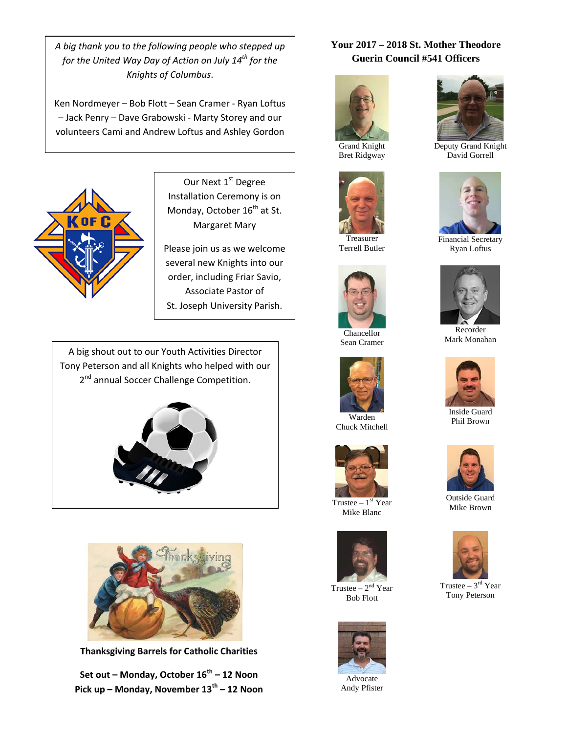*A big thank you to the following people who stepped up for the United Way Day of Action on July 14th for the Knights of Columbus.*

Ken Nordmeyer – Bob Flott – Sean Cramer - Ryan Loftus – Jack Penry – Dave Grabowski - Marty Storey and our volunteers Cami and Andrew Loftus and Ashley Gordon

Our Next 1st Degree Installation Ceremony is on Monday, October 16th at St. Margaret Mary

Please join us as we welcome several new Knights into our order, including Friar Savio, Associate Pastor of St. Joseph University Parish.

A big shout out to our Youth Activities Director Tony Peterson and all Knights who helped with our 2nd annual Soccer Challenge Competition.

**Thanksgiving Barrels for Catholic Charities**

**Set out – Monday, October 16th – 12 Noon**
**Pick up – Monday, November 13th – 12 Noon**

## Your 2017 – 2018 St. Mother Theodore Guerin Council #541 Officers

Grand Knight
Bret Ridgway

Deputy Grand Knight
David Gorrell

Treasurer
Terrell Butler

Financial Secretary
Ryan Loftus

Chancellor
Sean Cramer

Recorder
Mark Monahan

Warden
Chuck Mitchell

Inside Guard
Phil Brown

Trustee – 1st Year
Mike Blanc

Outside Guard
Mike Brown

Trustee – 2nd Year
Bob Flott

Trustee – 3rd Year
Tony Peterson

Advocate
Andy Pfister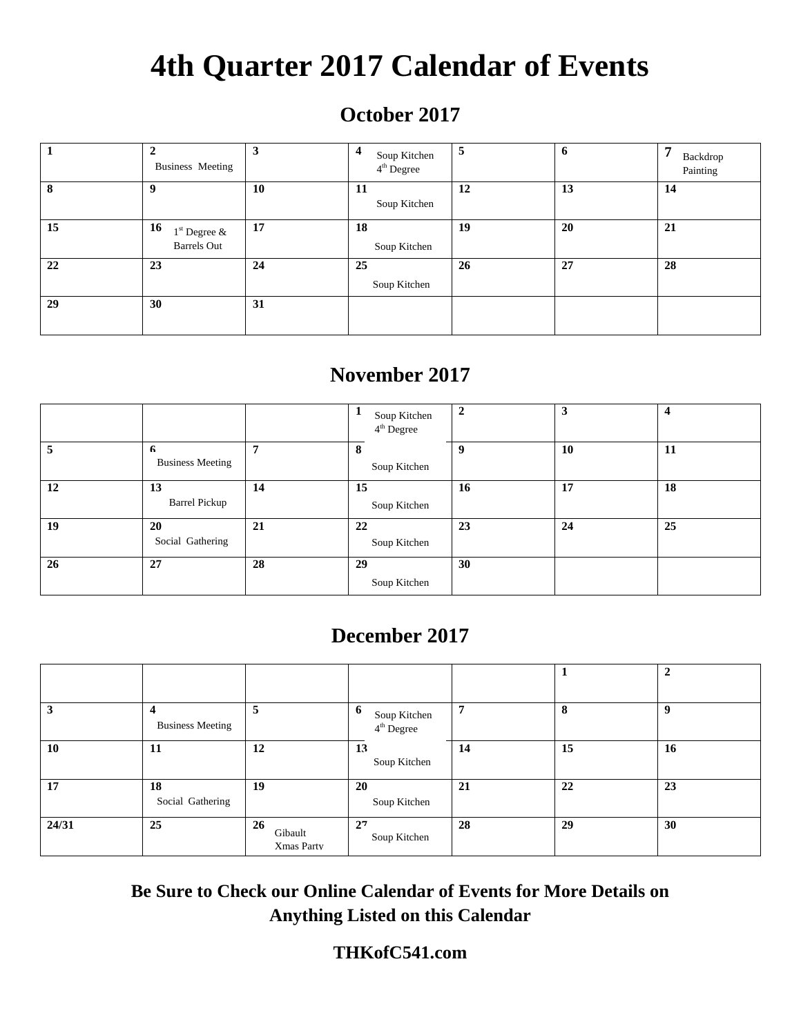# 4th Quarter 2017 Calendar of Events

## October 2017

| | | | | | | |
|---|---|---|---|---|---|---|
| **1** | **2** Business Meeting | **3** | **4** Soup Kitchen 4th Degree | **5** | **6** | **7** Backdrop Painting |
| **8** | **9** | **10** | **11** Soup Kitchen | **12** | **13** | **14** |
| **15** | **16** 1st Degree & Barrels Out | **17** | **18** Soup Kitchen | **19** | **20** | **21** |
| **22** | **23** | **24** | **25** Soup Kitchen | **26** | **27** | **28** |
| **29** | **30** | **31** | | | | |

## November 2017

| | | | | | | |
|---|---|---|---|---|---|---|
| | | | **1** Soup Kitchen 4th Degree | **2** | **3** | **4** |
| **5** | **6** Business Meeting | **7** | **8** Soup Kitchen | **9** | **10** | **11** |
| **12** | **13** Barrel Pickup | **14** | **15** Soup Kitchen | **16** | **17** | **18** |
| **19** | **20** Social Gathering | **21** | **22** Soup Kitchen | **23** | **24** | **25** |
| **26** | **27** | **28** | **29** Soup Kitchen | **30** | | |

## December 2017

| | | | | | | |
|---|---|---|---|---|---|---|
| | | | | | **1** | **2** |
| **3** | **4** Business Meeting | **5** | **6** Soup Kitchen 4th Degree | **7** | **8** | **9** |
| **10** | **11** | **12** | **13** Soup Kitchen | **14** | **15** | **16** |
| **17** | **18** Social Gathering | **19** | **20** Soup Kitchen | **21** | **22** | **23** |
| **24/31** | **25** | **26** Gibault Xmas Party | **27** Soup Kitchen | **28** | **29** | **30** |

**Be Sure to Check our Online Calendar of Events for More Details on Anything Listed on this Calendar**

**THKofC541.com**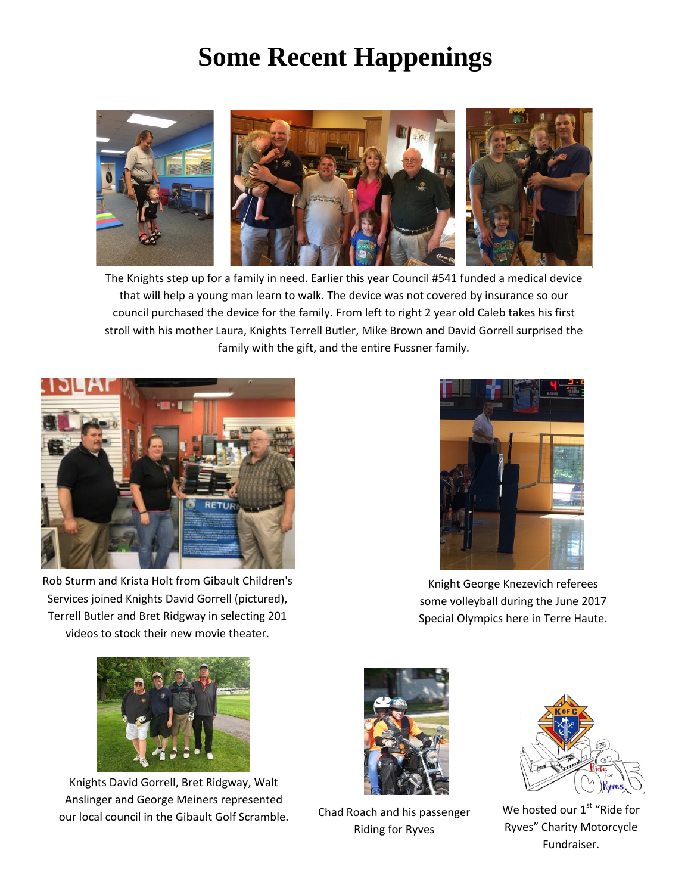# Some Recent Happenings

The Knights step up for a family in need. Earlier this year Council #541 funded a medical device that will help a young man learn to walk. The device was not covered by insurance so our council purchased the device for the family. From left to right 2 year old Caleb takes his first stroll with his mother Laura, Knights Terrell Butler, Mike Brown and David Gorrell surprised the family with the gift, and the entire Fussner family.

Rob Sturm and Krista Holt from Gibault Children's Services joined Knights David Gorrell (pictured), Terrell Butler and Bret Ridgway in selecting 201 videos to stock their new movie theater.

Knight George Knezevich referees some volleyball during the June 2017 Special Olympics here in Terre Haute.

Knights David Gorrell, Bret Ridgway, Walt Anslinger and George Meiners represented our local council in the Gibault Golf Scramble.

Chad Roach and his passenger Riding for Ryves

We hosted our 1st "Ride for Ryves" Charity Motorcycle Fundraiser.